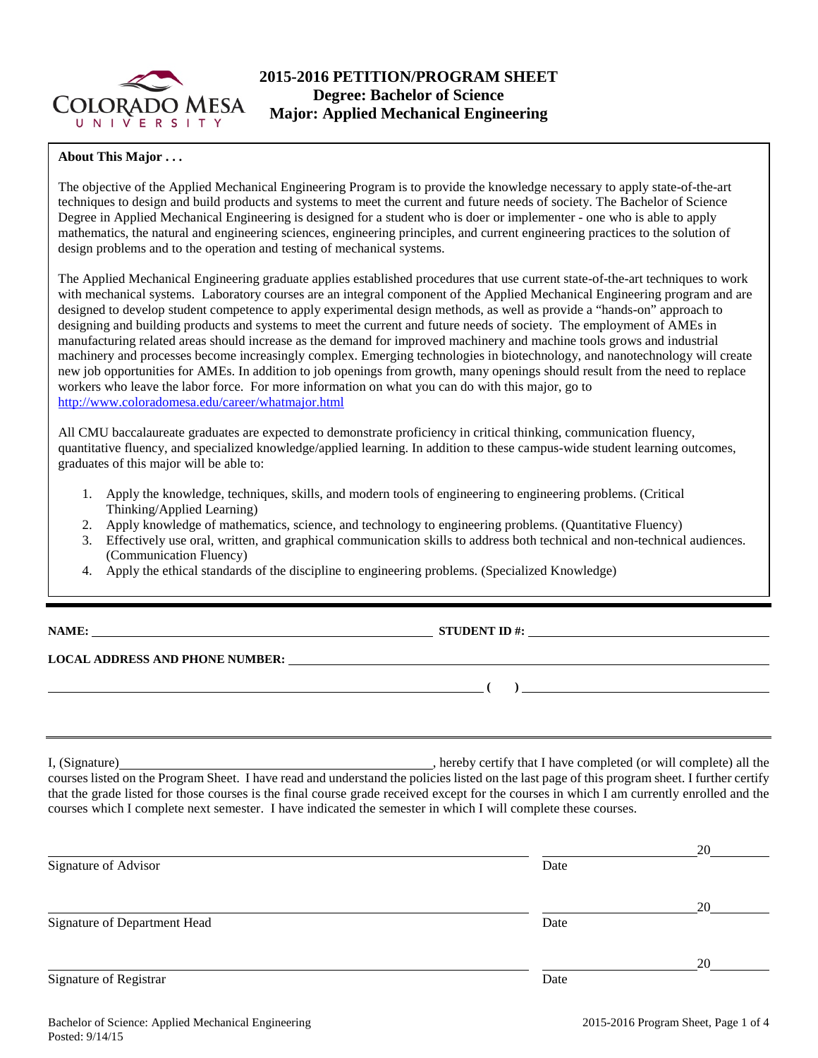# 2015-2016 PETITION/PROGRAM SHEET
## Degree: Bachelor of Science
## Major: Applied Mechanical Engineering

**About This Major . . .**

The objective of the Applied Mechanical Engineering Program is to provide the knowledge necessary to apply state-of-the-art techniques to design and build products and systems to meet the current and future needs of society. The Bachelor of Science Degree in Applied Mechanical Engineering is designed for a student who is doer or implementer - one who is able to apply mathematics, the natural and engineering sciences, engineering principles, and current engineering practices to the solution of design problems and to the operation and testing of mechanical systems.

The Applied Mechanical Engineering graduate applies established procedures that use current state-of-the-art techniques to work with mechanical systems. Laboratory courses are an integral component of the Applied Mechanical Engineering program and are designed to develop student competence to apply experimental design methods, as well as provide a "hands-on" approach to designing and building products and systems to meet the current and future needs of society. The employment of AMEs in manufacturing related areas should increase as the demand for improved machinery and machine tools grows and industrial machinery and processes become increasingly complex. Emerging technologies in biotechnology, and nanotechnology will create new job opportunities for AMEs. In addition to job openings from growth, many openings should result from the need to replace workers who leave the labor force. For more information on what you can do with this major, go to http://www.coloradomesa.edu/career/whatmajor.html

All CMU baccalaureate graduates are expected to demonstrate proficiency in critical thinking, communication fluency, quantitative fluency, and specialized knowledge/applied learning. In addition to these campus-wide student learning outcomes, graduates of this major will be able to:

1. Apply the knowledge, techniques, skills, and modern tools of engineering to engineering problems. (Critical Thinking/Applied Learning)
2. Apply knowledge of mathematics, science, and technology to engineering problems. (Quantitative Fluency)
3. Effectively use oral, written, and graphical communication skills to address both technical and non-technical audiences. (Communication Fluency)
4. Apply the ethical standards of the discipline to engineering problems. (Specialized Knowledge)

---

**NAME:** \_\_\_\_\_\_\_\_\_\_\_\_\_\_\_\_\_\_\_\_ **STUDENT ID #:** \_\_\_\_\_\_\_\_\_\_\_\_\_\_\_\_\_\_\_\_

**LOCAL ADDRESS AND PHONE NUMBER:** \_\_\_\_\_\_\_\_\_\_\_\_\_\_\_\_\_\_\_\_

\_\_\_\_\_\_\_\_\_\_\_\_\_\_\_\_\_\_\_\_ **( )** \_\_\_\_\_\_\_\_\_\_\_\_\_\_\_\_\_\_\_\_

---

I, (Signature) \_\_\_\_\_\_\_\_\_\_\_\_\_\_\_\_\_\_\_\_, hereby certify that I have completed (or will complete) all the courses listed on the Program Sheet. I have read and understand the policies listed on the last page of this program sheet. I further certify that the grade listed for those courses is the final course grade received except for the courses in which I am currently enrolled and the courses which I complete next semester. I have indicated the semester in which I will complete these courses.

\_\_\_\_\_\_\_\_\_\_\_\_\_\_\_\_\_\_\_\_ \_\_\_\_\_\_\_\_\_\_ 20\_\_\_\_
Signature of Advisor — Date

\_\_\_\_\_\_\_\_\_\_\_\_\_\_\_\_\_\_\_\_ \_\_\_\_\_\_\_\_\_\_ 20\_\_\_\_
Signature of Department Head — Date

\_\_\_\_\_\_\_\_\_\_\_\_\_\_\_\_\_\_\_\_ \_\_\_\_\_\_\_\_\_\_ 20\_\_\_\_
Signature of Registrar — Date

Posted: 9/14/15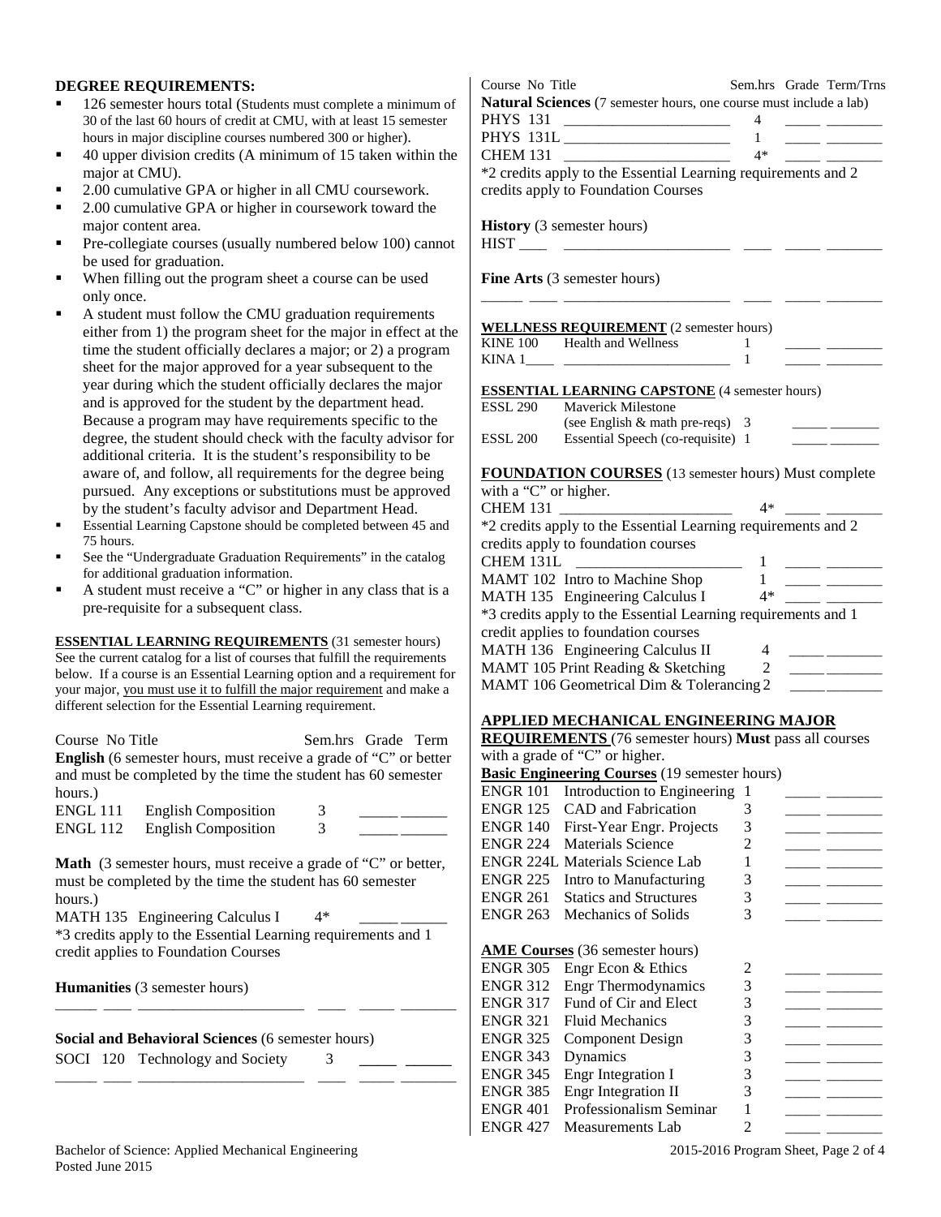## DEGREE REQUIREMENTS:

- 126 semester hours total (Students must complete a minimum of 30 of the last 60 hours of credit at CMU, with at least 15 semester hours in major discipline courses numbered 300 or higher).
- 40 upper division credits (A minimum of 15 taken within the major at CMU).
- 2.00 cumulative GPA or higher in all CMU coursework.
- 2.00 cumulative GPA or higher in coursework toward the major content area.
- Pre-collegiate courses (usually numbered below 100) cannot be used for graduation.
- When filling out the program sheet a course can be used only once.
- A student must follow the CMU graduation requirements either from 1) the program sheet for the major in effect at the time the student officially declares a major; or 2) a program sheet for the major approved for a year subsequent to the year during which the student officially declares the major and is approved for the student by the department head. Because a program may have requirements specific to the degree, the student should check with the faculty advisor for additional criteria. It is the student's responsibility to be aware of, and follow, all requirements for the degree being pursued. Any exceptions or substitutions must be approved by the student's faculty advisor and Department Head.
- Essential Learning Capstone should be completed between 45 and 75 hours.
- See the "Undergraduate Graduation Requirements" in the catalog for additional graduation information.
- A student must receive a "C" or higher in any class that is a pre-requisite for a subsequent class.

## ESSENTIAL LEARNING REQUIREMENTS (31 semester hours)

See the current catalog for a list of courses that fulfill the requirements below. If a course is an Essential Learning option and a requirement for your major, you must use it to fulfill the major requirement and make a different selection for the Essential Learning requirement.

| Course | No | Title | Sem.hrs | Grade | Term |
|---|---|---|---|---|---|

**English** (6 semester hours, must receive a grade of "C" or better and must be completed by the time the student has 60 semester hours.)

| Course | Title | Sem.hrs | Grade | Term |
|---|---|---|---|---|
| ENGL 111 | English Composition | 3 | _____ | ______ |
| ENGL 112 | English Composition | 3 | _____ | ______ |

**Math** (3 semester hours, must receive a grade of "C" or better, must be completed by the time the student has 60 semester hours.)

| Course | Title | Sem.hrs | Grade | Term |
|---|---|---|---|---|
| MATH 135 | Engineering Calculus I | 4* | _____ | ______ |

*3 credits apply to the Essential Learning requirements and 1 credit applies to Foundation Courses

**Humanities** (3 semester hours)

______ ____ ______________________ ____ _____ ________

**Social and Behavioral Sciences** (6 semester hours)

| Course | Title | Sem.hrs | Grade | Term |
|---|---|---|---|---|
| SOCI 120 | Technology and Society | 3 | _____ | ______ |
| ______ ____ | ______________________ | ____ | _____ | ________ |

| Course No | Title | Sem.hrs | Grade | Term/Trns |
|---|---|---|---|---|

**Natural Sciences** (7 semester hours, one course must include a lab)

| Course | Title | Sem.hrs | Grade | Term/Trns |
|---|---|---|---|---|
| PHYS 131 | ______________________ | 4 | _____ | ________ |
| PHYS 131L | ______________________ | 1 | _____ | ________ |
| CHEM 131 | ______________________ | 4* | _____ | ________ |

*2 credits apply to the Essential Learning requirements and 2 credits apply to Foundation Courses

**History** (3 semester hours)

HIST ____ ______________________ ____ _____ ________

**Fine Arts** (3 semester hours)

______ ____ ______________________ ____ _____ ________

## WELLNESS REQUIREMENT (2 semester hours)

| Course | Title | Sem.hrs | Grade | Term/Trns |
|---|---|---|---|---|
| KINE 100 | Health and Wellness | 1 | _____ | ________ |
| KINA 1____ | ______________________ | 1 | _____ | ________ |

## ESSENTIAL LEARNING CAPSTONE (4 semester hours)

| Course | Title | Sem.hrs | Grade | Term/Trns |
|---|---|---|---|---|
| ESSL 290 | Maverick Milestone (see English & math pre-reqs) | 3 | _____ | _______ |
| ESSL 200 | Essential Speech (co-requisite) | 1 | _____ | _______ |

## FOUNDATION COURSES (13 semester hours) Must complete with a "C" or higher.

| Course | Title | Sem.hrs | Grade | Term/Trns |
|---|---|---|---|---|
| CHEM 131 | ______________________ | 4* | _____ | ________ |

*2 credits apply to the Essential Learning requirements and 2 credits apply to foundation courses

| Course | Title | Sem.hrs | Grade | Term/Trns |
|---|---|---|---|---|
| CHEM 131L | ______________________ | 1 | _____ | ________ |
| MAMT 102 | Intro to Machine Shop | 1 | _____ | ________ |
| MATH 135 | Engineering Calculus I | 4* | _____ | ________ |

*3 credits apply to the Essential Learning requirements and 1 credit applies to foundation courses

| Course | Title | Sem.hrs | Grade | Term/Trns |
|---|---|---|---|---|
| MATH 136 | Engineering Calculus II | 4 | _____ | ________ |
| MAMT 105 | Print Reading & Sketching | 2 | _____ | ________ |
| MAMT 106 | Geometrical Dim & Tolerancing | 2 | _____ | ________ |

## APPLIED MECHANICAL ENGINEERING MAJOR REQUIREMENTS (76 semester hours) Must pass all courses with a grade of "C" or higher.

**Basic Engineering Courses** (19 semester hours)

| Course | Title | Sem.hrs | Grade | Term/Trns |
|---|---|---|---|---|
| ENGR 101 | Introduction to Engineering | 1 | _____ | ________ |
| ENGR 125 | CAD and Fabrication | 3 | _____ | ________ |
| ENGR 140 | First-Year Engr. Projects | 3 | _____ | ________ |
| ENGR 224 | Materials Science | 2 | _____ | ________ |
| ENGR 224L | Materials Science Lab | 1 | _____ | ________ |
| ENGR 225 | Intro to Manufacturing | 3 | _____ | ________ |
| ENGR 261 | Statics and Structures | 3 | _____ | ________ |
| ENGR 263 | Mechanics of Solids | 3 | _____ | ________ |

**AME Courses** (36 semester hours)

| Course | Title | Sem.hrs | Grade | Term/Trns |
|---|---|---|---|---|
| ENGR 305 | Engr Econ & Ethics | 2 | _____ | ________ |
| ENGR 312 | Engr Thermodynamics | 3 | _____ | ________ |
| ENGR 317 | Fund of Cir and Elect | 3 | _____ | ________ |
| ENGR 321 | Fluid Mechanics | 3 | _____ | ________ |
| ENGR 325 | Component Design | 3 | _____ | ________ |
| ENGR 343 | Dynamics | 3 | _____ | ________ |
| ENGR 345 | Engr Integration I | 3 | _____ | ________ |
| ENGR 385 | Engr Integration II | 3 | _____ | ________ |
| ENGR 401 | Professionalism Seminar | 1 | _____ | ________ |
| ENGR 427 | Measurements Lab | 2 | _____ | ________ |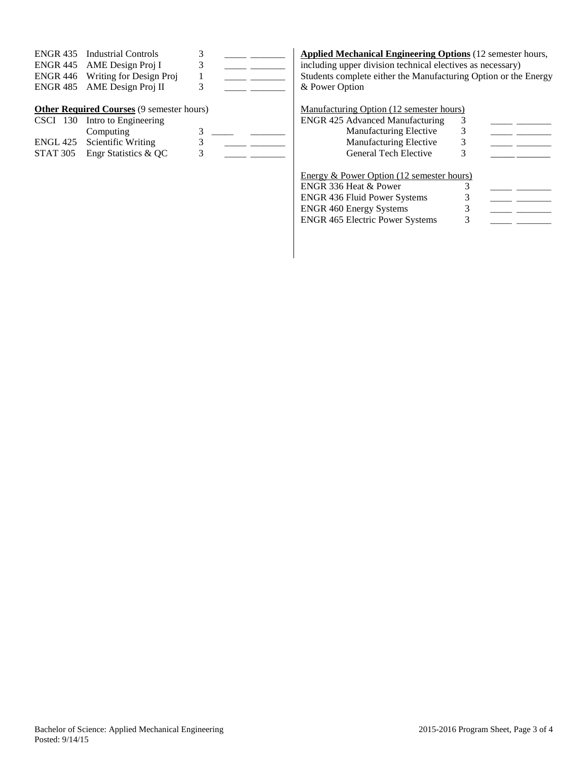| | | | | |
|---|---|---|---|---|
| ENGR 435 | Industrial Controls | 3 | _____ | ________ |
| ENGR 445 | AME Design Proj I | 3 | _____ | ________ |
| ENGR 446 | Writing for Design Proj | 1 | _____ | ________ |
| ENGR 485 | AME Design Proj II | 3 | _____ | ________ |

**Other Required Courses** (9 semester hours)

| | | | | |
|---|---|---|---|---|
| CSCI 130 | Intro to Engineering Computing | 3 | _____ | ________ |
| ENGL 425 | Scientific Writing | 3 | _____ | ________ |
| STAT 305 | Engr Statistics & QC | 3 | _____ | ________ |

**Applied Mechanical Engineering Options** (12 semester hours, including upper division technical electives as necessary)

Students complete either the Manufacturing Option or the Energy & Power Option

Manufacturing Option (12 semester hours)

| | | | |
|---|---|---|---|
| ENGR 425 Advanced Manufacturing | 3 | _____ | ________ |
| Manufacturing Elective | 3 | _____ | ________ |
| Manufacturing Elective | 3 | _____ | ________ |
| General Tech Elective | 3 | _____ | ________ |

Energy & Power Option (12 semester hours)

| | | | |
|---|---|---|---|
| ENGR 336 Heat & Power | 3 | _____ | ________ |
| ENGR 436 Fluid Power Systems | 3 | _____ | ________ |
| ENGR 460 Energy Systems | 3 | _____ | ________ |
| ENGR 465 Electric Power Systems | 3 | _____ | ________ |

Bachelor of Science: Applied Mechanical Engineering
Posted: 9/14/15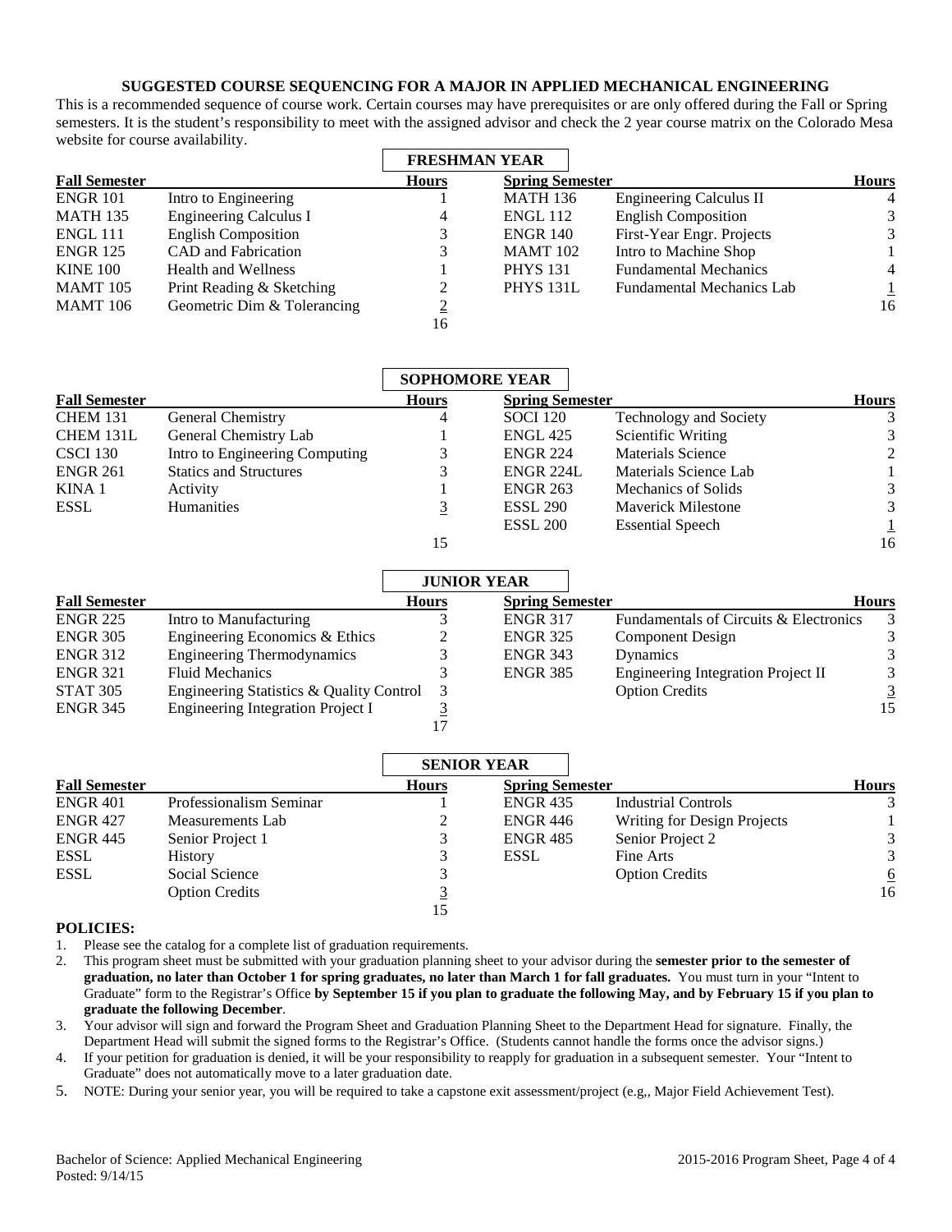## SUGGESTED COURSE SEQUENCING FOR A MAJOR IN APPLIED MECHANICAL ENGINEERING

This is a recommended sequence of course work. Certain courses may have prerequisites or are only offered during the Fall or Spring semesters. It is the student's responsibility to meet with the assigned advisor and check the 2 year course matrix on the Colorado Mesa website for course availability.

### FRESHMAN YEAR

| Fall Semester | | Hours | Spring Semester | | Hours |
|---|---|---|---|---|---|
| ENGR 101 | Intro to Engineering | 1 | MATH 136 | Engineering Calculus II | 4 |
| MATH 135 | Engineering Calculus I | 4 | ENGL 112 | English Composition | 3 |
| ENGL 111 | English Composition | 3 | ENGR 140 | First-Year Engr. Projects | 3 |
| ENGR 125 | CAD and Fabrication | 3 | MAMT 102 | Intro to Machine Shop | 1 |
| KINE 100 | Health and Wellness | 1 | PHYS 131 | Fundamental Mechanics | 4 |
| MAMT 105 | Print Reading & Sketching | 2 | PHYS 131L | Fundamental Mechanics Lab | 1 |
| MAMT 106 | Geometric Dim & Tolerancing | 2 | | | 16 |
| | | 16 | | | |

### SOPHOMORE YEAR

| Fall Semester | | Hours | Spring Semester | | Hours |
|---|---|---|---|---|---|
| CHEM 131 | General Chemistry | 4 | SOCI 120 | Technology and Society | 3 |
| CHEM 131L | General Chemistry Lab | 1 | ENGL 425 | Scientific Writing | 3 |
| CSCI 130 | Intro to Engineering Computing | 3 | ENGR 224 | Materials Science | 2 |
| ENGR 261 | Statics and Structures | 3 | ENGR 224L | Materials Science Lab | 1 |
| KINA 1 | Activity | 1 | ENGR 263 | Mechanics of Solids | 3 |
| ESSL | Humanities | 3 | ESSL 290 | Maverick Milestone | 3 |
| | | | ESSL 200 | Essential Speech | 1 |
| | | 15 | | | 16 |

### JUNIOR YEAR

| Fall Semester | | Hours | Spring Semester | | Hours |
|---|---|---|---|---|---|
| ENGR 225 | Intro to Manufacturing | 3 | ENGR 317 | Fundamentals of Circuits & Electronics | 3 |
| ENGR 305 | Engineering Economics & Ethics | 2 | ENGR 325 | Component Design | 3 |
| ENGR 312 | Engineering Thermodynamics | 3 | ENGR 343 | Dynamics | 3 |
| ENGR 321 | Fluid Mechanics | 3 | ENGR 385 | Engineering Integration Project II | 3 |
| STAT 305 | Engineering Statistics & Quality Control | 3 | | Option Credits | 3 |
| ENGR 345 | Engineering Integration Project I | 3 | | | 15 |
| | | 17 | | | |

### SENIOR YEAR

| Fall Semester | | Hours | Spring Semester | | Hours |
|---|---|---|---|---|---|
| ENGR 401 | Professionalism Seminar | 1 | ENGR 435 | Industrial Controls | 3 |
| ENGR 427 | Measurements Lab | 2 | ENGR 446 | Writing for Design Projects | 1 |
| ENGR 445 | Senior Project 1 | 3 | ENGR 485 | Senior Project 2 | 3 |
| ESSL | History | 3 | ESSL | Fine Arts | 3 |
| ESSL | Social Science | 3 | | Option Credits | 6 |
| | Option Credits | 3 | | | 16 |
| | | 15 | | | |

**POLICIES:**

1. Please see the catalog for a complete list of graduation requirements.
2. This program sheet must be submitted with your graduation planning sheet to your advisor during the **semester prior to the semester of graduation, no later than October 1 for spring graduates, no later than March 1 for fall graduates.** You must turn in your "Intent to Graduate" form to the Registrar's Office **by September 15 if you plan to graduate the following May, and by February 15 if you plan to graduate the following December**.
3. Your advisor will sign and forward the Program Sheet and Graduation Planning Sheet to the Department Head for signature. Finally, the Department Head will submit the signed forms to the Registrar's Office. (Students cannot handle the forms once the advisor signs.)
4. If your petition for graduation is denied, it will be your responsibility to reapply for graduation in a subsequent semester. Your "Intent to Graduate" does not automatically move to a later graduation date.
5. NOTE: During your senior year, you will be required to take a capstone exit assessment/project (e.g,, Major Field Achievement Test).

Bachelor of Science: Applied Mechanical Engineering
Posted: 9/14/15

2015-2016 Program Sheet